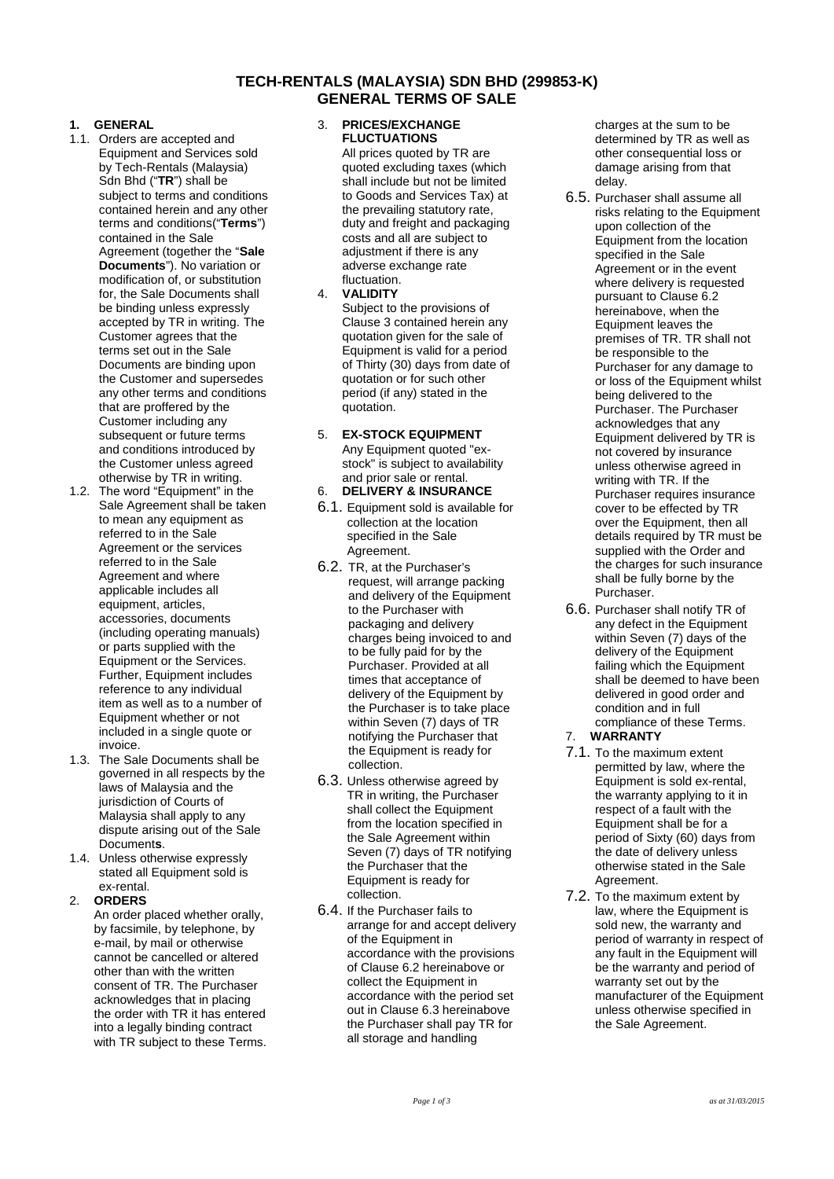# TECH-RENTALS (MALAYSIA) SDN BHD (299853-K)
# GENERAL TERMS OF SALE

## 1. GENERAL

1.1. Orders are accepted and Equipment and Services sold by Tech-Rentals (Malaysia) Sdn Bhd ("**TR**") shall be subject to terms and conditions contained herein and any other terms and conditions("**Terms**") contained in the Sale Agreement (together the "**Sale Documents**"). No variation or modification of, or substitution for, the Sale Documents shall be binding unless expressly accepted by TR in writing. The Customer agrees that the terms set out in the Sale Documents are binding upon the Customer and supersedes any other terms and conditions that are proffered by the Customer including any subsequent or future terms and conditions introduced by the Customer unless agreed otherwise by TR in writing.

1.2. The word "Equipment" in the Sale Agreement shall be taken to mean any equipment as referred to in the Sale Agreement or the services referred to in the Sale Agreement and where applicable includes all equipment, articles, accessories, documents (including operating manuals) or parts supplied with the Equipment or the Services. Further, Equipment includes reference to any individual item as well as to a number of Equipment whether or not included in a single quote or invoice.

1.3. The Sale Documents shall be governed in all respects by the laws of Malaysia and the jurisdiction of Courts of Malaysia shall apply to any dispute arising out of the Sale Document**s**.

1.4. Unless otherwise expressly stated all Equipment sold is ex-rental.

## 2. ORDERS

An order placed whether orally, by facsimile, by telephone, by e-mail, by mail or otherwise cannot be cancelled or altered other than with the written consent of TR. The Purchaser acknowledges that in placing the order with TR it has entered into a legally binding contract with TR subject to these Terms.

## 3. PRICES/EXCHANGE FLUCTUATIONS

All prices quoted by TR are quoted excluding taxes (which shall include but not be limited to Goods and Services Tax) at the prevailing statutory rate, duty and freight and packaging costs and all are subject to adjustment if there is any adverse exchange rate fluctuation.

## 4. VALIDITY

Subject to the provisions of Clause 3 contained herein any quotation given for the sale of Equipment is valid for a period of Thirty (30) days from date of quotation or for such other period (if any) stated in the quotation.

## 5. EX-STOCK EQUIPMENT

Any Equipment quoted "ex-stock" is subject to availability and prior sale or rental.

## 6. DELIVERY & INSURANCE

6.1. Equipment sold is available for collection at the location specified in the Sale Agreement.

6.2. TR, at the Purchaser's request, will arrange packing and delivery of the Equipment to the Purchaser with packaging and delivery charges being invoiced to and to be fully paid for by the Purchaser. Provided at all times that acceptance of delivery of the Equipment by the Purchaser is to take place within Seven (7) days of TR notifying the Purchaser that the Equipment is ready for collection.

6.3. Unless otherwise agreed by TR in writing, the Purchaser shall collect the Equipment from the location specified in the Sale Agreement within Seven (7) days of TR notifying the Purchaser that the Equipment is ready for collection.

6.4. If the Purchaser fails to arrange for and accept delivery of the Equipment in accordance with the provisions of Clause 6.2 hereinabove or collect the Equipment in accordance with the period set out in Clause 6.3 hereinabove the Purchaser shall pay TR for all storage and handling charges at the sum to be determined by TR as well as other consequential loss or damage arising from that delay.

6.5. Purchaser shall assume all risks relating to the Equipment upon collection of the Equipment from the location specified in the Sale Agreement or in the event where delivery is requested pursuant to Clause 6.2 hereinabove, when the Equipment leaves the premises of TR. TR shall not be responsible to the Purchaser for any damage to or loss of the Equipment whilst being delivered to the Purchaser. The Purchaser acknowledges that any Equipment delivered by TR is not covered by insurance unless otherwise agreed in writing with TR. If the Purchaser requires insurance cover to be effected by TR over the Equipment, then all details required by TR must be supplied with the Order and the charges for such insurance shall be fully borne by the Purchaser.

6.6. Purchaser shall notify TR of any defect in the Equipment within Seven (7) days of the delivery of the Equipment failing which the Equipment shall be deemed to have been delivered in good order and condition and in full compliance of these Terms.

## 7. WARRANTY

7.1. To the maximum extent permitted by law, where the Equipment is sold ex-rental, the warranty applying to it in respect of a fault with the Equipment shall be for a period of Sixty (60) days from the date of delivery unless otherwise stated in the Sale Agreement.

7.2. To the maximum extent by law, where the Equipment is sold new, the warranty and period of warranty in respect of any fault in the Equipment will be the warranty and period of warranty set out by the manufacturer of the Equipment unless otherwise specified in the Sale Agreement.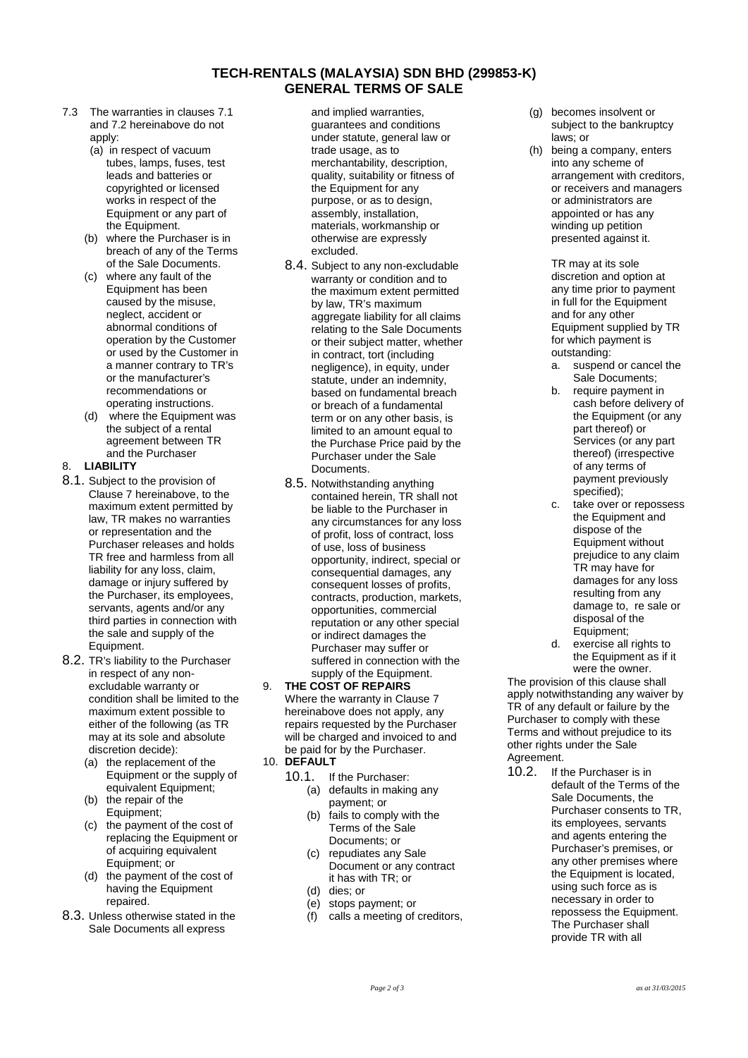# TECH-RENTALS (MALAYSIA) SDN BHD (299853-K)
## GENERAL TERMS OF SALE

7.3 The warranties in clauses 7.1 and 7.2 hereinabove do not apply:

(a) in respect of vacuum tubes, lamps, fuses, test leads and batteries or copyrighted or licensed works in respect of the Equipment or any part of the Equipment.

(b) where the Purchaser is in breach of any of the Terms of the Sale Documents.

(c) where any fault of the Equipment has been caused by the misuse, neglect, accident or abnormal conditions of operation by the Customer or used by the Customer in a manner contrary to TR's or the manufacturer's recommendations or operating instructions.

(d) where the Equipment was the subject of a rental agreement between TR and the Purchaser

8. **LIABILITY**

8.1. Subject to the provision of Clause 7 hereinabove, to the maximum extent permitted by law, TR makes no warranties or representation and the Purchaser releases and holds TR free and harmless from all liability for any loss, claim, damage or injury suffered by the Purchaser, its employees, servants, agents and/or any third parties in connection with the sale and supply of the Equipment.

8.2. TR's liability to the Purchaser in respect of any non-excludable warranty or condition shall be limited to the maximum extent possible to either of the following (as TR may at its sole and absolute discretion decide):

(a) the replacement of the Equipment or the supply of equivalent Equipment;

(b) the repair of the Equipment;

(c) the payment of the cost of replacing the Equipment or of acquiring equivalent Equipment; or

(d) the payment of the cost of having the Equipment repaired.

8.3. Unless otherwise stated in the Sale Documents all express and implied warranties, guarantees and conditions under statute, general law or trade usage, as to merchantability, description, quality, suitability or fitness of the Equipment for any purpose, or as to design, assembly, installation, materials, workmanship or otherwise are expressly excluded.

8.4. Subject to any non-excludable warranty or condition and to the maximum extent permitted by law, TR's maximum aggregate liability for all claims relating to the Sale Documents or their subject matter, whether in contract, tort (including negligence), in equity, under statute, under an indemnity, based on fundamental breach or breach of a fundamental term or on any other basis, is limited to an amount equal to the Purchase Price paid by the Purchaser under the Sale Documents.

8.5. Notwithstanding anything contained herein, TR shall not be liable to the Purchaser in any circumstances for any loss of profit, loss of contract, loss of use, loss of business opportunity, indirect, special or consequential damages, any consequent losses of profits, contracts, production, markets, opportunities, commercial reputation or any other special or indirect damages the Purchaser may suffer or suffered in connection with the supply of the Equipment.

9. **THE COST OF REPAIRS**

Where the warranty in Clause 7 hereinabove does not apply, any repairs requested by the Purchaser will be charged and invoiced to and be paid for by the Purchaser.

10. **DEFAULT**

10.1. If the Purchaser:

(a) defaults in making any payment; or

(b) fails to comply with the Terms of the Sale Documents; or

(c) repudiates any Sale Document or any contract it has with TR; or

(d) dies; or

(e) stops payment; or

(f) calls a meeting of creditors,

(g) becomes insolvent or subject to the bankruptcy laws; or

(h) being a company, enters into any scheme of arrangement with creditors, or receivers and managers or administrators are appointed or has any winding up petition presented against it.

TR may at its sole discretion and option at any time prior to payment in full for the Equipment and for any other Equipment supplied by TR for which payment is outstanding:

a. suspend or cancel the Sale Documents;

b. require payment in cash before delivery of the Equipment (or any part thereof) or Services (or any part thereof) (irrespective of any terms of payment previously specified);

c. take over or repossess the Equipment and dispose of the Equipment without prejudice to any claim TR may have for damages for any loss resulting from any damage to, re sale or disposal of the Equipment;

d. exercise all rights to the Equipment as if it were the owner.

The provision of this clause shall apply notwithstanding any waiver by TR of any default or failure by the Purchaser to comply with these Terms and without prejudice to its other rights under the Sale Agreement.

10.2. If the Purchaser is in default of the Terms of the Sale Documents, the Purchaser consents to TR, its employees, servants and agents entering the Purchaser's premises, or any other premises where the Equipment is located, using such force as is necessary in order to repossess the Equipment. The Purchaser shall provide TR with all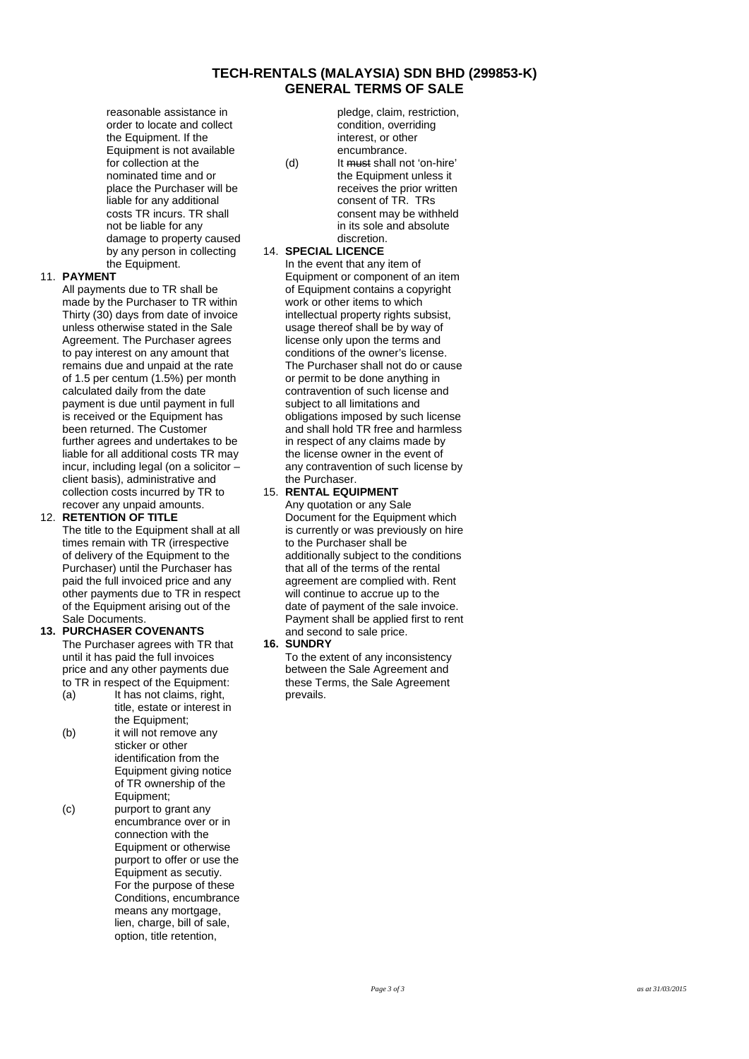# TECH-RENTALS (MALAYSIA) SDN BHD (299853-K)
## GENERAL TERMS OF SALE

reasonable assistance in order to locate and collect the Equipment. If the Equipment is not available for collection at the nominated time and or place the Purchaser will be liable for any additional costs TR incurs. TR shall not be liable for any damage to property caused by any person in collecting the Equipment.

11. **PAYMENT**

All payments due to TR shall be made by the Purchaser to TR within Thirty (30) days from date of invoice unless otherwise stated in the Sale Agreement. The Purchaser agrees to pay interest on any amount that remains due and unpaid at the rate of 1.5 per centum (1.5%) per month calculated daily from the date payment is due until payment in full is received or the Equipment has been returned. The Customer further agrees and undertakes to be liable for all additional costs TR may incur, including legal (on a solicitor – client basis), administrative and collection costs incurred by TR to recover any unpaid amounts.

12. **RETENTION OF TITLE**

The title to the Equipment shall at all times remain with TR (irrespective of delivery of the Equipment to the Purchaser) until the Purchaser has paid the full invoiced price and any other payments due to TR in respect of the Equipment arising out of the Sale Documents.

**13. PURCHASER COVENANTS**

The Purchaser agrees with TR that until it has paid the full invoices price and any other payments due to TR in respect of the Equipment:

(a) It has not claims, right, title, estate or interest in the Equipment;

(b) it will not remove any sticker or other identification from the Equipment giving notice of TR ownership of the Equipment;

(c) purport to grant any encumbrance over or in connection with the Equipment or otherwise purport to offer or use the Equipment as secutiy. For the purpose of these Conditions, encumbrance means any mortgage, lien, charge, bill of sale, option, title retention, pledge, claim, restriction, condition, overriding interest, or other encumbrance.

(d) It ~~must~~ shall not 'on-hire' the Equipment unless it receives the prior written consent of TR. TRs consent may be withheld in its sole and absolute discretion.

14. **SPECIAL LICENCE**

In the event that any item of Equipment or component of an item of Equipment contains a copyright work or other items to which intellectual property rights subsist, usage thereof shall be by way of license only upon the terms and conditions of the owner's license. The Purchaser shall not do or cause or permit to be done anything in contravention of such license and subject to all limitations and obligations imposed by such license and shall hold TR free and harmless in respect of any claims made by the license owner in the event of any contravention of such license by the Purchaser.

15. **RENTAL EQUIPMENT**

Any quotation or any Sale Document for the Equipment which is currently or was previously on hire to the Purchaser shall be additionally subject to the conditions that all of the terms of the rental agreement are complied with. Rent will continue to accrue up to the date of payment of the sale invoice. Payment shall be applied first to rent and second to sale price.

**16. SUNDRY**

To the extent of any inconsistency between the Sale Agreement and these Terms, the Sale Agreement prevails.